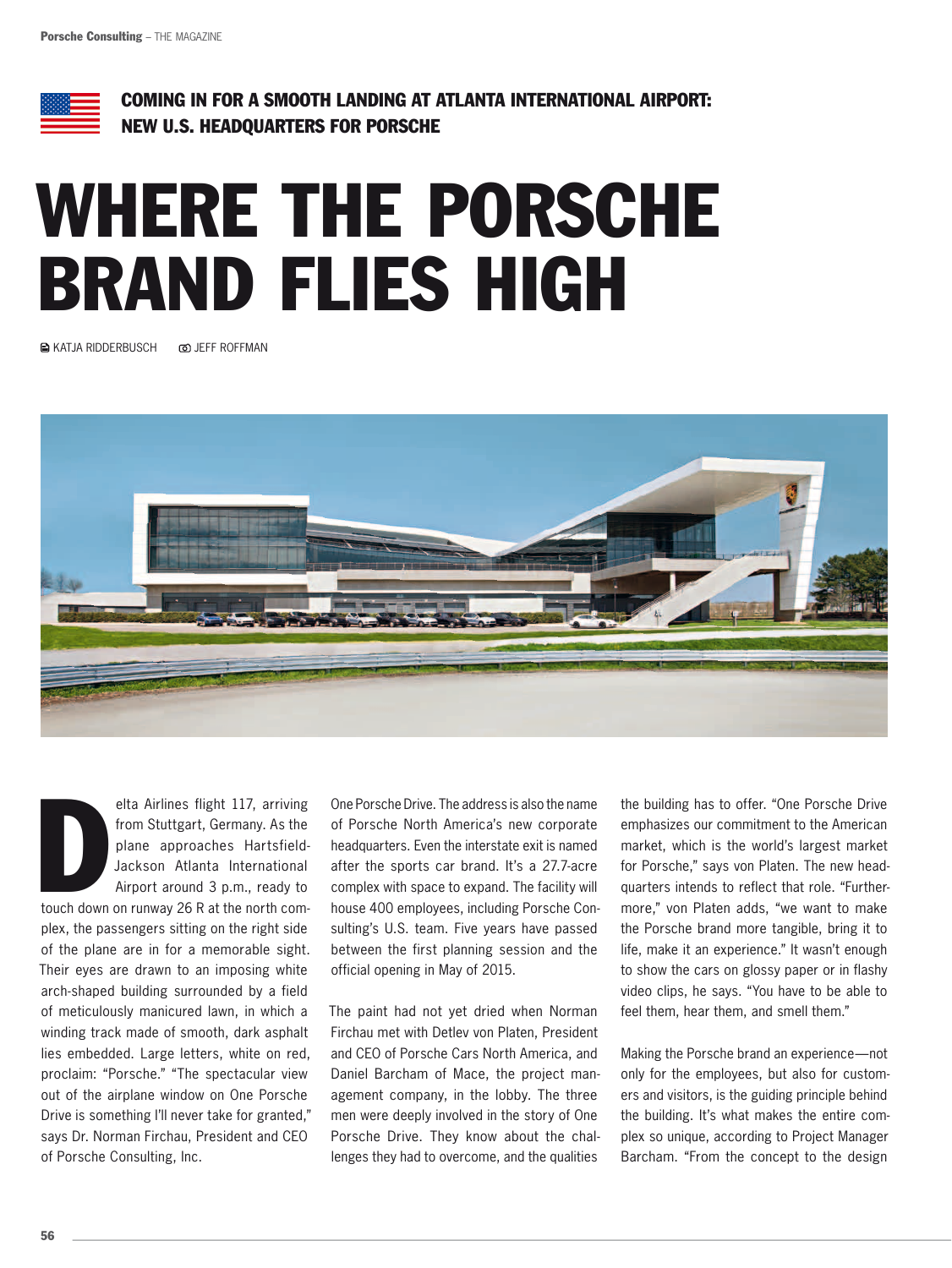**COMING IN FOR A SMOOTH LANDING AT ATLANTA INTERNATIONAL AIRPORT: NEW U.S. HEADQUARTERS FOR PORSCHE**

# WHERE THE PORSCHE BRAND FLIES HIGH

KATJA RIDDERBUSCH   JEFF ROFFMAN

Delta Airlines flight 117, arriving from Stuttgart, Germany. As the plane approaches Hartsfield-Jackson Atlanta International Airport around 3 p.m., ready to touch down on runway 26 R at the north complex, the passengers sitting on the right side of the plane are in for a memorable sight. Their eyes are drawn to an imposing white arch-shaped building surrounded by a field of meticulously manicured lawn, in which a winding track made of smooth, dark asphalt lies embedded. Large letters, white on red, proclaim: "Porsche." "The spectacular view out of the airplane window on One Porsche Drive is something I'll never take for granted," says Dr. Norman Firchau, President and CEO of Porsche Consulting, Inc.

One Porsche Drive. The address is also the name of Porsche North America's new corporate headquarters. Even the interstate exit is named after the sports car brand. It's a 27.7-acre complex with space to expand. The facility will house 400 employees, including Porsche Consulting's U.S. team. Five years have passed between the first planning session and the official opening in May of 2015.

The paint had not yet dried when Norman Firchau met with Detlev von Platen, President and CEO of Porsche Cars North America, and Daniel Barcham of Mace, the project management company, in the lobby. The three men were deeply involved in the story of One Porsche Drive. They know about the challenges they had to overcome, and the qualities the building has to offer. "One Porsche Drive emphasizes our commitment to the American market, which is the world's largest market for Porsche," says von Platen. The new headquarters intends to reflect that role. "Furthermore," von Platen adds, "we want to make the Porsche brand more tangible, bring it to life, make it an experience." It wasn't enough to show the cars on glossy paper or in flashy video clips, he says. "You have to be able to feel them, hear them, and smell them."

Making the Porsche brand an experience—not only for the employees, but also for customers and visitors, is the guiding principle behind the building. It's what makes the entire complex so unique, according to Project Manager Barcham. "From the concept to the design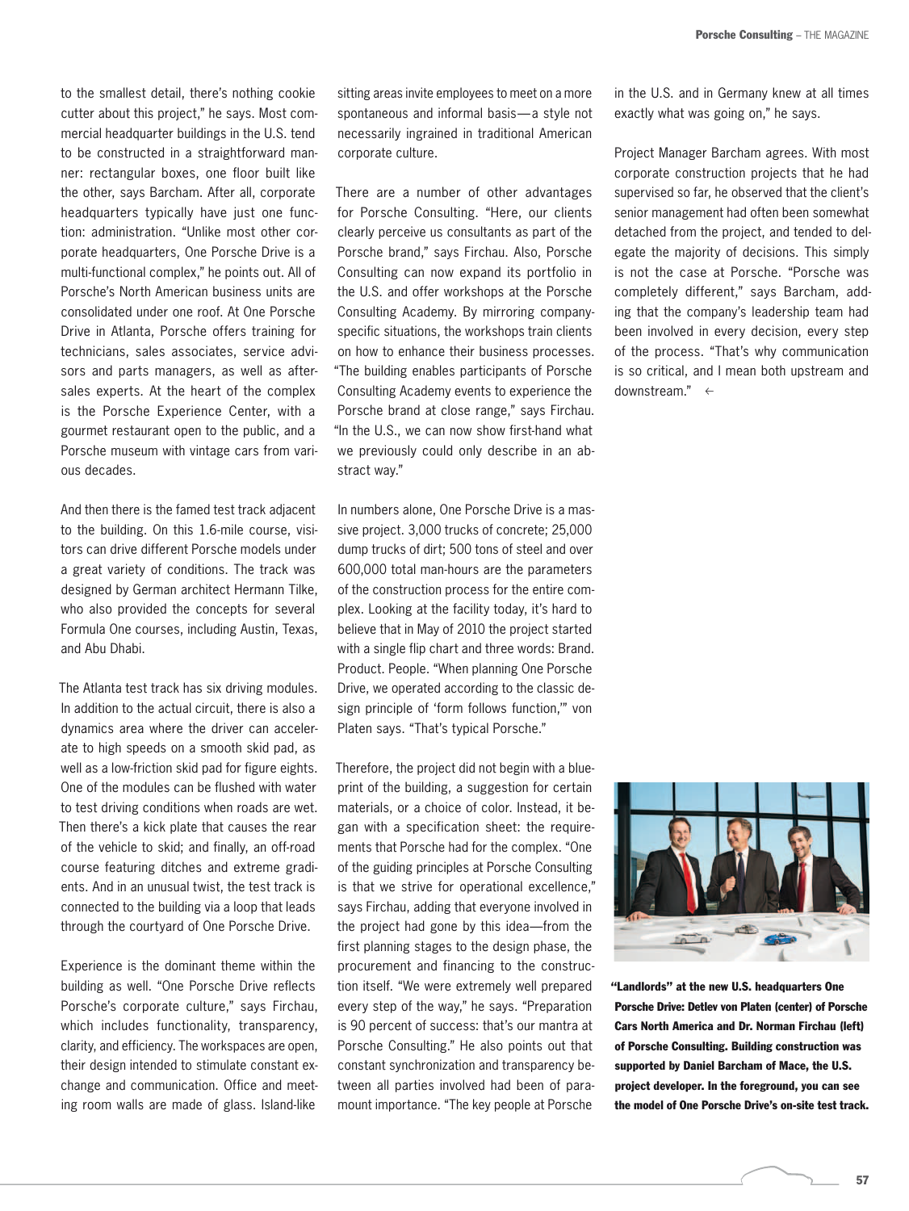to the smallest detail, there's nothing cookie cutter about this project," he says. Most commercial headquarter buildings in the U.S. tend to be constructed in a straightforward manner: rectangular boxes, one floor built like the other, says Barcham. After all, corporate headquarters typically have just one function: administration. "Unlike most other corporate headquarters, One Porsche Drive is a multi-functional complex," he points out. All of Porsche's North American business units are consolidated under one roof. At One Porsche Drive in Atlanta, Porsche offers training for technicians, sales associates, service advisors and parts managers, as well as aftersales experts. At the heart of the complex is the Porsche Experience Center, with a gourmet restaurant open to the public, and a Porsche museum with vintage cars from various decades.

And then there is the famed test track adjacent to the building. On this 1.6-mile course, visitors can drive different Porsche models under a great variety of conditions. The track was designed by German architect Hermann Tilke, who also provided the concepts for several Formula One courses, including Austin, Texas, and Abu Dhabi.

The Atlanta test track has six driving modules. In addition to the actual circuit, there is also a dynamics area where the driver can accelerate to high speeds on a smooth skid pad, as well as a low-friction skid pad for figure eights. One of the modules can be flushed with water to test driving conditions when roads are wet. Then there's a kick plate that causes the rear of the vehicle to skid; and finally, an off-road course featuring ditches and extreme gradients. And in an unusual twist, the test track is connected to the building via a loop that leads through the courtyard of One Porsche Drive.

Experience is the dominant theme within the building as well. "One Porsche Drive reflects Porsche's corporate culture," says Firchau, which includes functionality, transparency, clarity, and efficiency. The workspaces are open, their design intended to stimulate constant exchange and communication. Office and meeting room walls are made of glass. Island-like sitting areas invite employees to meet on a more spontaneous and informal basis—a style not necessarily ingrained in traditional American corporate culture.

There are a number of other advantages for Porsche Consulting. "Here, our clients clearly perceive us consultants as part of the Porsche brand," says Firchau. Also, Porsche Consulting can now expand its portfolio in the U.S. and offer workshops at the Porsche Consulting Academy. By mirroring company-specific situations, the workshops train clients on how to enhance their business processes. "The building enables participants of Porsche Consulting Academy events to experience the Porsche brand at close range," says Firchau. "In the U.S., we can now show first-hand what we previously could only describe in an abstract way."

In numbers alone, One Porsche Drive is a massive project. 3,000 trucks of concrete; 25,000 dump trucks of dirt; 500 tons of steel and over 600,000 total man-hours are the parameters of the construction process for the entire complex. Looking at the facility today, it's hard to believe that in May of 2010 the project started with a single flip chart and three words: Brand. Product. People. "When planning One Porsche Drive, we operated according to the classic design principle of 'form follows function,'" von Platen says. "That's typical Porsche."

Therefore, the project did not begin with a blueprint of the building, a suggestion for certain materials, or a choice of color. Instead, it began with a specification sheet: the requirements that Porsche had for the complex. "One of the guiding principles at Porsche Consulting is that we strive for operational excellence," says Firchau, adding that everyone involved in the project had gone by this idea—from the first planning stages to the design phase, the procurement and financing to the construction itself. "We were extremely well prepared every step of the way," he says. "Preparation is 90 percent of success: that's our mantra at Porsche Consulting." He also points out that constant synchronization and transparency between all parties involved had been of paramount importance. "The key people at Porsche in the U.S. and in Germany knew at all times exactly what was going on," he says.

Project Manager Barcham agrees. With most corporate construction projects that he had supervised so far, he observed that the client's senior management had often been somewhat detached from the project, and tended to delegate the majority of decisions. This simply is not the case at Porsche. "Porsche was completely different," says Barcham, adding that the company's leadership team had been involved in every decision, every step of the process. "That's why communication is so critical, and I mean both upstream and downstream." ←

**"Landlords" at the new U.S. headquarters One Porsche Drive: Detlev von Platen (center) of Porsche Cars North America and Dr. Norman Firchau (left) of Porsche Consulting. Building construction was supported by Daniel Barcham of Mace, the U.S. project developer. In the foreground, you can see the model of One Porsche Drive's on-site test track.**